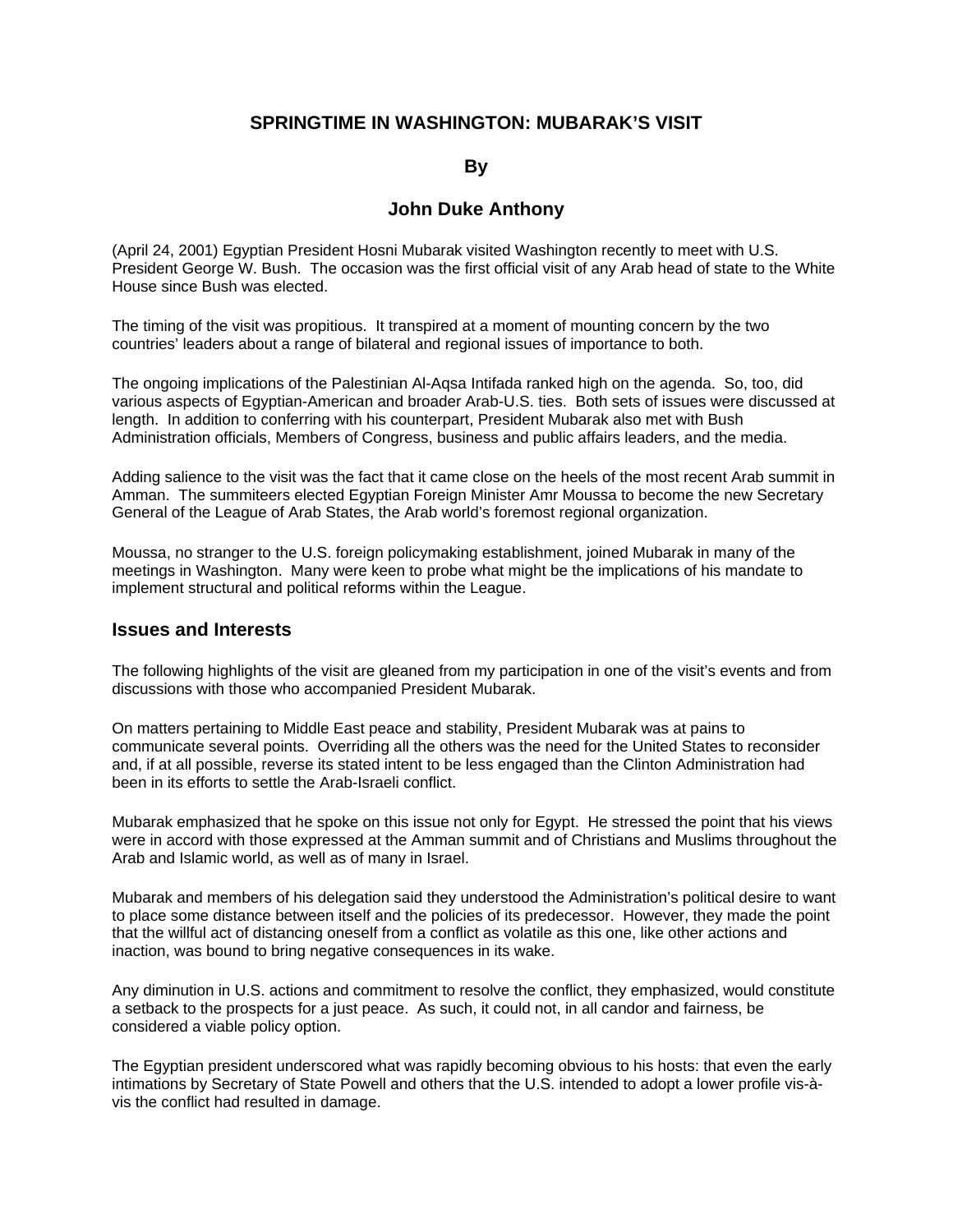# SPRINGTIME IN WASHINGTON: MUBARAK'S VISIT

**By**

**John Duke Anthony**

(April 24, 2001) Egyptian President Hosni Mubarak visited Washington recently to meet with U.S. President George W. Bush. The occasion was the first official visit of any Arab head of state to the White House since Bush was elected.

The timing of the visit was propitious. It transpired at a moment of mounting concern by the two countries' leaders about a range of bilateral and regional issues of importance to both.

The ongoing implications of the Palestinian Al-Aqsa Intifada ranked high on the agenda. So, too, did various aspects of Egyptian-American and broader Arab-U.S. ties. Both sets of issues were discussed at length. In addition to conferring with his counterpart, President Mubarak also met with Bush Administration officials, Members of Congress, business and public affairs leaders, and the media.

Adding salience to the visit was the fact that it came close on the heels of the most recent Arab summit in Amman. The summiteers elected Egyptian Foreign Minister Amr Moussa to become the new Secretary General of the League of Arab States, the Arab world's foremost regional organization.

Moussa, no stranger to the U.S. foreign policymaking establishment, joined Mubarak in many of the meetings in Washington. Many were keen to probe what might be the implications of his mandate to implement structural and political reforms within the League.

## Issues and Interests

The following highlights of the visit are gleaned from my participation in one of the visit's events and from discussions with those who accompanied President Mubarak.

On matters pertaining to Middle East peace and stability, President Mubarak was at pains to communicate several points. Overriding all the others was the need for the United States to reconsider and, if at all possible, reverse its stated intent to be less engaged than the Clinton Administration had been in its efforts to settle the Arab-Israeli conflict.

Mubarak emphasized that he spoke on this issue not only for Egypt. He stressed the point that his views were in accord with those expressed at the Amman summit and of Christians and Muslims throughout the Arab and Islamic world, as well as of many in Israel.

Mubarak and members of his delegation said they understood the Administration's political desire to want to place some distance between itself and the policies of its predecessor. However, they made the point that the willful act of distancing oneself from a conflict as volatile as this one, like other actions and inaction, was bound to bring negative consequences in its wake.

Any diminution in U.S. actions and commitment to resolve the conflict, they emphasized, would constitute a setback to the prospects for a just peace. As such, it could not, in all candor and fairness, be considered a viable policy option.

The Egyptian president underscored what was rapidly becoming obvious to his hosts: that even the early intimations by Secretary of State Powell and others that the U.S. intended to adopt a lower profile vis-à-vis the conflict had resulted in damage.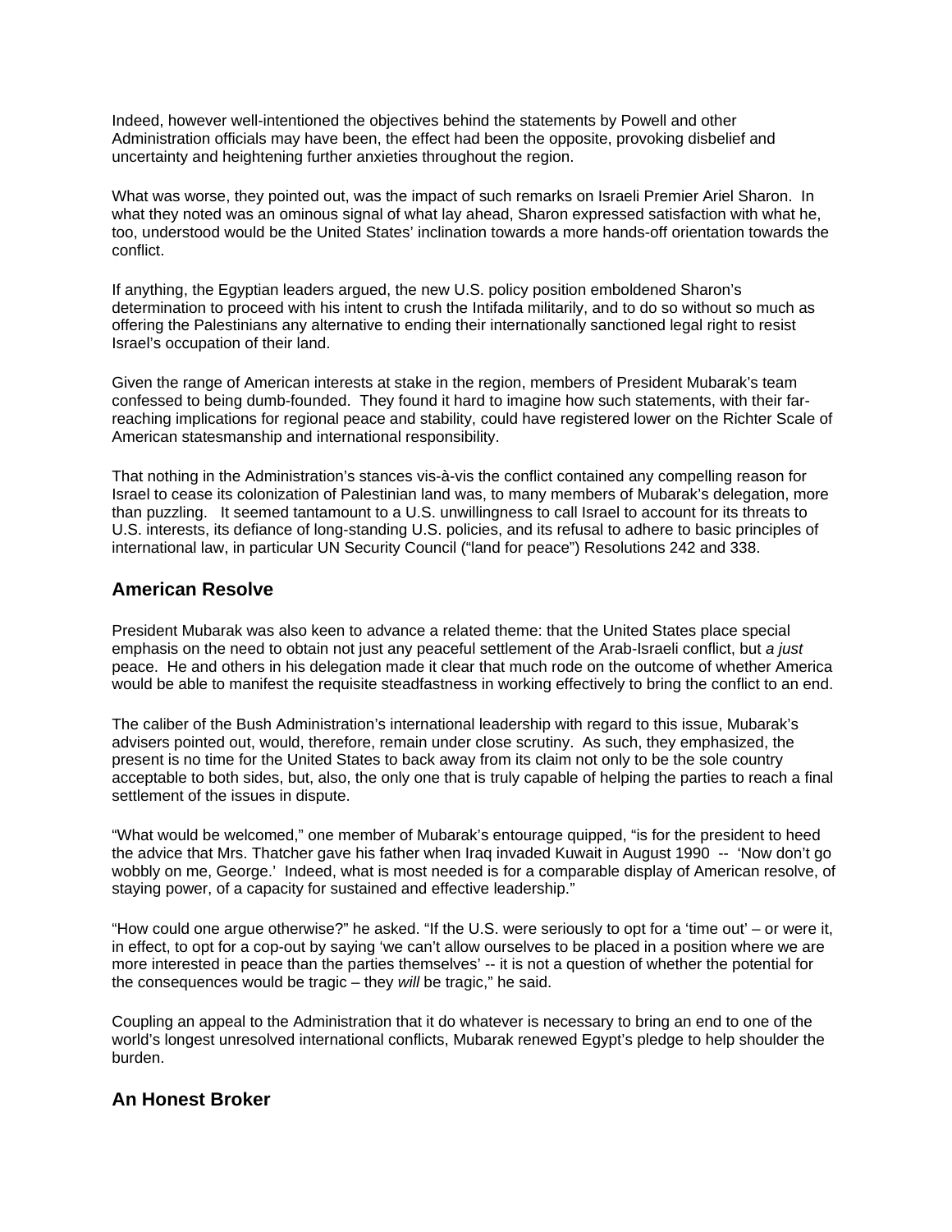Indeed, however well-intentioned the objectives behind the statements by Powell and other Administration officials may have been, the effect had been the opposite, provoking disbelief and uncertainty and heightening further anxieties throughout the region.

What was worse, they pointed out, was the impact of such remarks on Israeli Premier Ariel Sharon. In what they noted was an ominous signal of what lay ahead, Sharon expressed satisfaction with what he, too, understood would be the United States' inclination towards a more hands-off orientation towards the conflict.

If anything, the Egyptian leaders argued, the new U.S. policy position emboldened Sharon's determination to proceed with his intent to crush the Intifada militarily, and to do so without so much as offering the Palestinians any alternative to ending their internationally sanctioned legal right to resist Israel's occupation of their land.

Given the range of American interests at stake in the region, members of President Mubarak's team confessed to being dumb-founded. They found it hard to imagine how such statements, with their far-reaching implications for regional peace and stability, could have registered lower on the Richter Scale of American statesmanship and international responsibility.

That nothing in the Administration's stances vis-à-vis the conflict contained any compelling reason for Israel to cease its colonization of Palestinian land was, to many members of Mubarak's delegation, more than puzzling. It seemed tantamount to a U.S. unwillingness to call Israel to account for its threats to U.S. interests, its defiance of long-standing U.S. policies, and its refusal to adhere to basic principles of international law, in particular UN Security Council ("land for peace") Resolutions 242 and 338.

## American Resolve

President Mubarak was also keen to advance a related theme: that the United States place special emphasis on the need to obtain not just any peaceful settlement of the Arab-Israeli conflict, but *a just* peace. He and others in his delegation made it clear that much rode on the outcome of whether America would be able to manifest the requisite steadfastness in working effectively to bring the conflict to an end.

The caliber of the Bush Administration's international leadership with regard to this issue, Mubarak's advisers pointed out, would, therefore, remain under close scrutiny. As such, they emphasized, the present is no time for the United States to back away from its claim not only to be the sole country acceptable to both sides, but, also, the only one that is truly capable of helping the parties to reach a final settlement of the issues in dispute.

"What would be welcomed," one member of Mubarak's entourage quipped, "is for the president to heed the advice that Mrs. Thatcher gave his father when Iraq invaded Kuwait in August 1990 -- 'Now don't go wobbly on me, George.' Indeed, what is most needed is for a comparable display of American resolve, of staying power, of a capacity for sustained and effective leadership."

"How could one argue otherwise?" he asked. "If the U.S. were seriously to opt for a 'time out' – or were it, in effect, to opt for a cop-out by saying 'we can't allow ourselves to be placed in a position where we are more interested in peace than the parties themselves' -- it is not a question of whether the potential for the consequences would be tragic – they *will* be tragic," he said.

Coupling an appeal to the Administration that it do whatever is necessary to bring an end to one of the world's longest unresolved international conflicts, Mubarak renewed Egypt's pledge to help shoulder the burden.

## An Honest Broker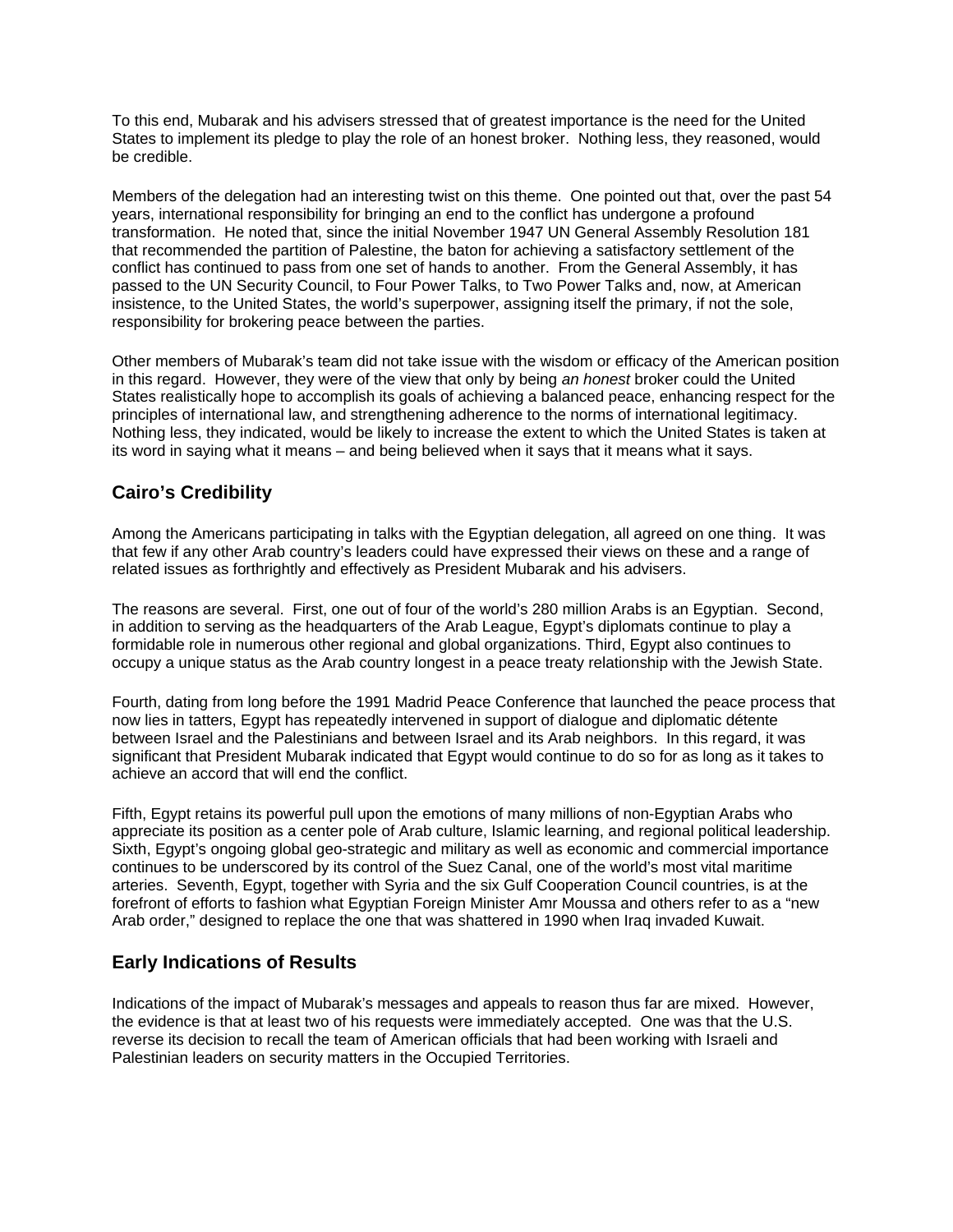To this end, Mubarak and his advisers stressed that of greatest importance is the need for the United States to implement its pledge to play the role of an honest broker. Nothing less, they reasoned, would be credible.

Members of the delegation had an interesting twist on this theme. One pointed out that, over the past 54 years, international responsibility for bringing an end to the conflict has undergone a profound transformation. He noted that, since the initial November 1947 UN General Assembly Resolution 181 that recommended the partition of Palestine, the baton for achieving a satisfactory settlement of the conflict has continued to pass from one set of hands to another. From the General Assembly, it has passed to the UN Security Council, to Four Power Talks, to Two Power Talks and, now, at American insistence, to the United States, the world's superpower, assigning itself the primary, if not the sole, responsibility for brokering peace between the parties.

Other members of Mubarak's team did not take issue with the wisdom or efficacy of the American position in this regard. However, they were of the view that only by being *an honest* broker could the United States realistically hope to accomplish its goals of achieving a balanced peace, enhancing respect for the principles of international law, and strengthening adherence to the norms of international legitimacy. Nothing less, they indicated, would be likely to increase the extent to which the United States is taken at its word in saying what it means – and being believed when it says that it means what it says.

## Cairo's Credibility

Among the Americans participating in talks with the Egyptian delegation, all agreed on one thing. It was that few if any other Arab country's leaders could have expressed their views on these and a range of related issues as forthrightly and effectively as President Mubarak and his advisers.

The reasons are several. First, one out of four of the world's 280 million Arabs is an Egyptian. Second, in addition to serving as the headquarters of the Arab League, Egypt's diplomats continue to play a formidable role in numerous other regional and global organizations. Third, Egypt also continues to occupy a unique status as the Arab country longest in a peace treaty relationship with the Jewish State.

Fourth, dating from long before the 1991 Madrid Peace Conference that launched the peace process that now lies in tatters, Egypt has repeatedly intervened in support of dialogue and diplomatic détente between Israel and the Palestinians and between Israel and its Arab neighbors. In this regard, it was significant that President Mubarak indicated that Egypt would continue to do so for as long as it takes to achieve an accord that will end the conflict.

Fifth, Egypt retains its powerful pull upon the emotions of many millions of non-Egyptian Arabs who appreciate its position as a center pole of Arab culture, Islamic learning, and regional political leadership. Sixth, Egypt's ongoing global geo-strategic and military as well as economic and commercial importance continues to be underscored by its control of the Suez Canal, one of the world's most vital maritime arteries. Seventh, Egypt, together with Syria and the six Gulf Cooperation Council countries, is at the forefront of efforts to fashion what Egyptian Foreign Minister Amr Moussa and others refer to as a "new Arab order," designed to replace the one that was shattered in 1990 when Iraq invaded Kuwait.

## Early Indications of Results

Indications of the impact of Mubarak's messages and appeals to reason thus far are mixed. However, the evidence is that at least two of his requests were immediately accepted. One was that the U.S. reverse its decision to recall the team of American officials that had been working with Israeli and Palestinian leaders on security matters in the Occupied Territories.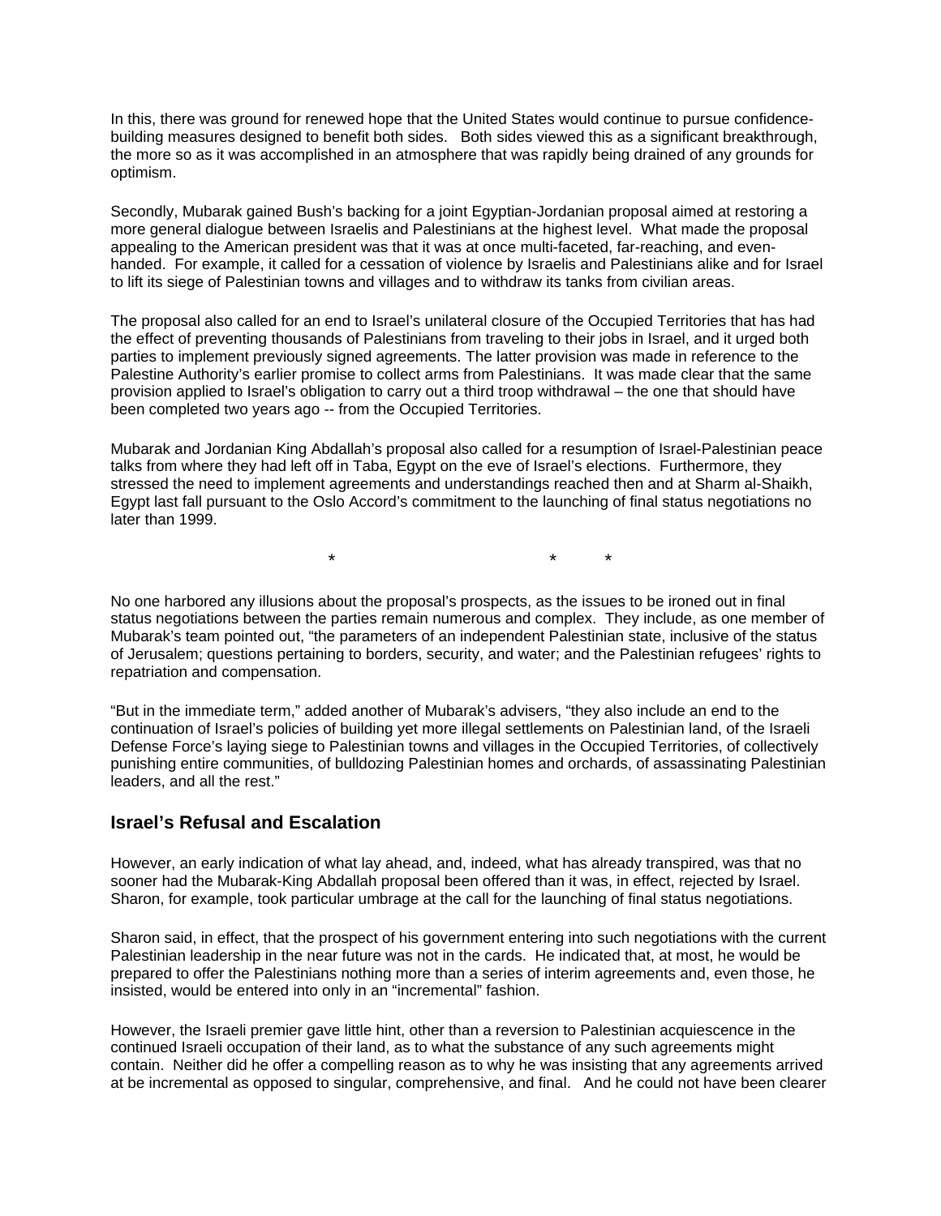In this, there was ground for renewed hope that the United States would continue to pursue confidence-building measures designed to benefit both sides. Both sides viewed this as a significant breakthrough, the more so as it was accomplished in an atmosphere that was rapidly being drained of any grounds for optimism.

Secondly, Mubarak gained Bush's backing for a joint Egyptian-Jordanian proposal aimed at restoring a more general dialogue between Israelis and Palestinians at the highest level. What made the proposal appealing to the American president was that it was at once multi-faceted, far-reaching, and even-handed. For example, it called for a cessation of violence by Israelis and Palestinians alike and for Israel to lift its siege of Palestinian towns and villages and to withdraw its tanks from civilian areas.

The proposal also called for an end to Israel's unilateral closure of the Occupied Territories that has had the effect of preventing thousands of Palestinians from traveling to their jobs in Israel, and it urged both parties to implement previously signed agreements. The latter provision was made in reference to the Palestine Authority's earlier promise to collect arms from Palestinians. It was made clear that the same provision applied to Israel's obligation to carry out a third troop withdrawal – the one that should have been completed two years ago -- from the Occupied Territories.

Mubarak and Jordanian King Abdallah's proposal also called for a resumption of Israel-Palestinian peace talks from where they had left off in Taba, Egypt on the eve of Israel's elections. Furthermore, they stressed the need to implement agreements and understandings reached then and at Sharm al-Shaikh, Egypt last fall pursuant to the Oslo Accord's commitment to the launching of final status negotiations no later than 1999.

\* \* \*

No one harbored any illusions about the proposal's prospects, as the issues to be ironed out in final status negotiations between the parties remain numerous and complex. They include, as one member of Mubarak's team pointed out, "the parameters of an independent Palestinian state, inclusive of the status of Jerusalem; questions pertaining to borders, security, and water; and the Palestinian refugees' rights to repatriation and compensation.

"But in the immediate term," added another of Mubarak's advisers, "they also include an end to the continuation of Israel's policies of building yet more illegal settlements on Palestinian land, of the Israeli Defense Force's laying siege to Palestinian towns and villages in the Occupied Territories, of collectively punishing entire communities, of bulldozing Palestinian homes and orchards, of assassinating Palestinian leaders, and all the rest."

## Israel's Refusal and Escalation

However, an early indication of what lay ahead, and, indeed, what has already transpired, was that no sooner had the Mubarak-King Abdallah proposal been offered than it was, in effect, rejected by Israel. Sharon, for example, took particular umbrage at the call for the launching of final status negotiations.

Sharon said, in effect, that the prospect of his government entering into such negotiations with the current Palestinian leadership in the near future was not in the cards. He indicated that, at most, he would be prepared to offer the Palestinians nothing more than a series of interim agreements and, even those, he insisted, would be entered into only in an "incremental" fashion.

However, the Israeli premier gave little hint, other than a reversion to Palestinian acquiescence in the continued Israeli occupation of their land, as to what the substance of any such agreements might contain. Neither did he offer a compelling reason as to why he was insisting that any agreements arrived at be incremental as opposed to singular, comprehensive, and final. And he could not have been clearer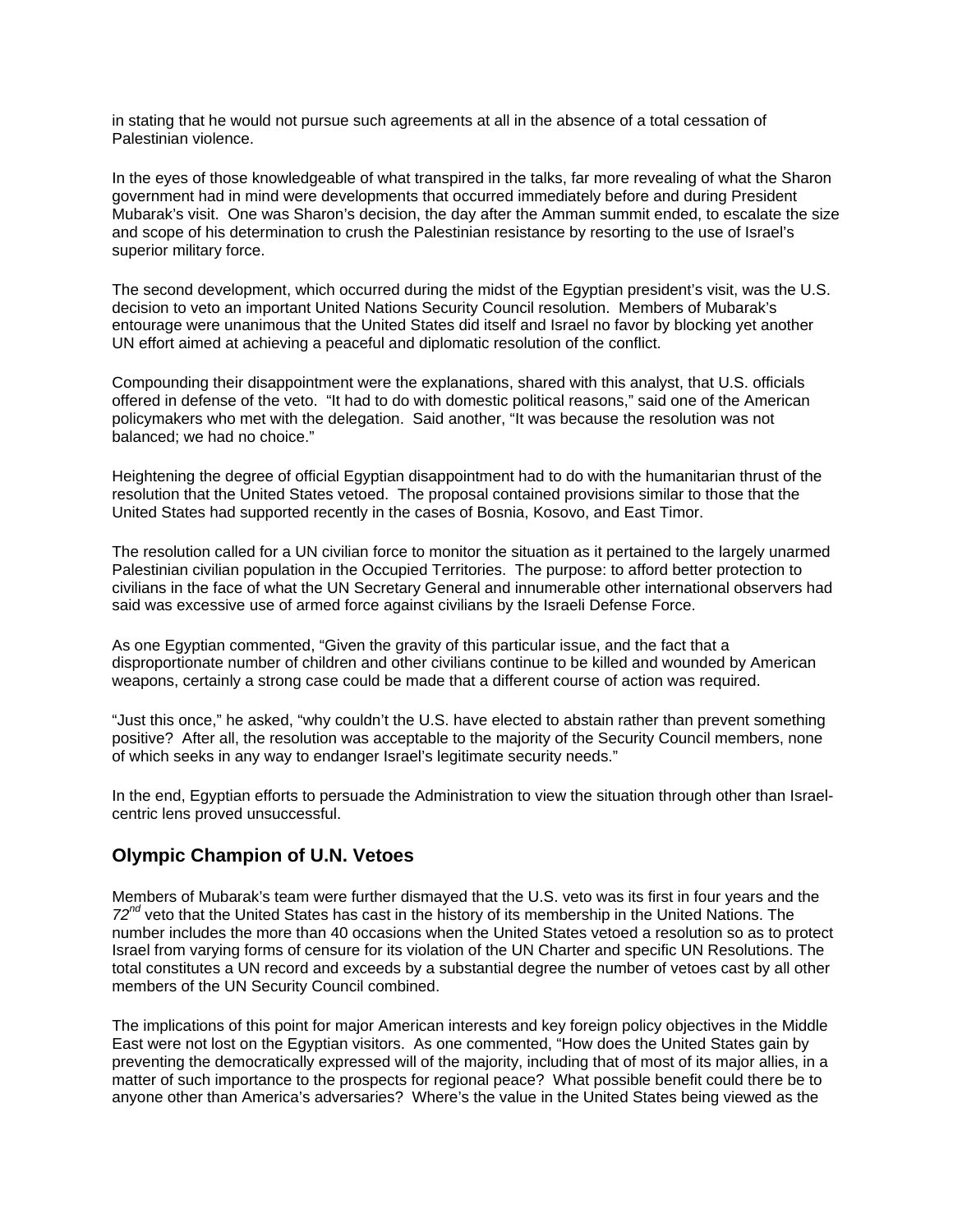in stating that he would not pursue such agreements at all in the absence of a total cessation of Palestinian violence.

In the eyes of those knowledgeable of what transpired in the talks, far more revealing of what the Sharon government had in mind were developments that occurred immediately before and during President Mubarak's visit. One was Sharon's decision, the day after the Amman summit ended, to escalate the size and scope of his determination to crush the Palestinian resistance by resorting to the use of Israel's superior military force.

The second development, which occurred during the midst of the Egyptian president's visit, was the U.S. decision to veto an important United Nations Security Council resolution. Members of Mubarak's entourage were unanimous that the United States did itself and Israel no favor by blocking yet another UN effort aimed at achieving a peaceful and diplomatic resolution of the conflict.

Compounding their disappointment were the explanations, shared with this analyst, that U.S. officials offered in defense of the veto. "It had to do with domestic political reasons," said one of the American policymakers who met with the delegation. Said another, "It was because the resolution was not balanced; we had no choice."

Heightening the degree of official Egyptian disappointment had to do with the humanitarian thrust of the resolution that the United States vetoed. The proposal contained provisions similar to those that the United States had supported recently in the cases of Bosnia, Kosovo, and East Timor.

The resolution called for a UN civilian force to monitor the situation as it pertained to the largely unarmed Palestinian civilian population in the Occupied Territories. The purpose: to afford better protection to civilians in the face of what the UN Secretary General and innumerable other international observers had said was excessive use of armed force against civilians by the Israeli Defense Force.

As one Egyptian commented, "Given the gravity of this particular issue, and the fact that a disproportionate number of children and other civilians continue to be killed and wounded by American weapons, certainly a strong case could be made that a different course of action was required.

"Just this once," he asked, "why couldn't the U.S. have elected to abstain rather than prevent something positive? After all, the resolution was acceptable to the majority of the Security Council members, none of which seeks in any way to endanger Israel's legitimate security needs."

In the end, Egyptian efforts to persuade the Administration to view the situation through other than Israel-centric lens proved unsuccessful.

## Olympic Champion of U.N. Vetoes

Members of Mubarak's team were further dismayed that the U.S. veto was its first in four years and the *72nd* veto that the United States has cast in the history of its membership in the United Nations. The number includes the more than 40 occasions when the United States vetoed a resolution so as to protect Israel from varying forms of censure for its violation of the UN Charter and specific UN Resolutions. The total constitutes a UN record and exceeds by a substantial degree the number of vetoes cast by all other members of the UN Security Council combined.

The implications of this point for major American interests and key foreign policy objectives in the Middle East were not lost on the Egyptian visitors. As one commented, "How does the United States gain by preventing the democratically expressed will of the majority, including that of most of its major allies, in a matter of such importance to the prospects for regional peace? What possible benefit could there be to anyone other than America's adversaries? Where's the value in the United States being viewed as the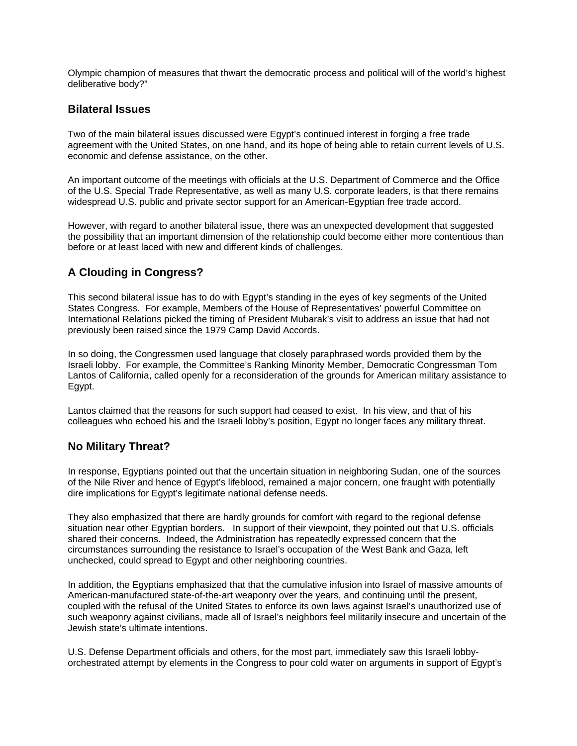Olympic champion of measures that thwart the democratic process and political will of the world's highest deliberative body?"

## Bilateral Issues

Two of the main bilateral issues discussed were Egypt's continued interest in forging a free trade agreement with the United States, on one hand, and its hope of being able to retain current levels of U.S. economic and defense assistance, on the other.

An important outcome of the meetings with officials at the U.S. Department of Commerce and the Office of the U.S. Special Trade Representative, as well as many U.S. corporate leaders, is that there remains widespread U.S. public and private sector support for an American-Egyptian free trade accord.

However, with regard to another bilateral issue, there was an unexpected development that suggested the possibility that an important dimension of the relationship could become either more contentious than before or at least laced with new and different kinds of challenges.

## A Clouding in Congress?

This second bilateral issue has to do with Egypt's standing in the eyes of key segments of the United States Congress. For example, Members of the House of Representatives' powerful Committee on International Relations picked the timing of President Mubarak's visit to address an issue that had not previously been raised since the 1979 Camp David Accords.

In so doing, the Congressmen used language that closely paraphrased words provided them by the Israeli lobby. For example, the Committee's Ranking Minority Member, Democratic Congressman Tom Lantos of California, called openly for a reconsideration of the grounds for American military assistance to Egypt.

Lantos claimed that the reasons for such support had ceased to exist. In his view, and that of his colleagues who echoed his and the Israeli lobby's position, Egypt no longer faces any military threat.

## No Military Threat?

In response, Egyptians pointed out that the uncertain situation in neighboring Sudan, one of the sources of the Nile River and hence of Egypt's lifeblood, remained a major concern, one fraught with potentially dire implications for Egypt's legitimate national defense needs.

They also emphasized that there are hardly grounds for comfort with regard to the regional defense situation near other Egyptian borders. In support of their viewpoint, they pointed out that U.S. officials shared their concerns. Indeed, the Administration has repeatedly expressed concern that the circumstances surrounding the resistance to Israel's occupation of the West Bank and Gaza, left unchecked, could spread to Egypt and other neighboring countries.

In addition, the Egyptians emphasized that that the cumulative infusion into Israel of massive amounts of American-manufactured state-of-the-art weaponry over the years, and continuing until the present, coupled with the refusal of the United States to enforce its own laws against Israel's unauthorized use of such weaponry against civilians, made all of Israel's neighbors feel militarily insecure and uncertain of the Jewish state's ultimate intentions.

U.S. Defense Department officials and others, for the most part, immediately saw this Israeli lobby-orchestrated attempt by elements in the Congress to pour cold water on arguments in support of Egypt's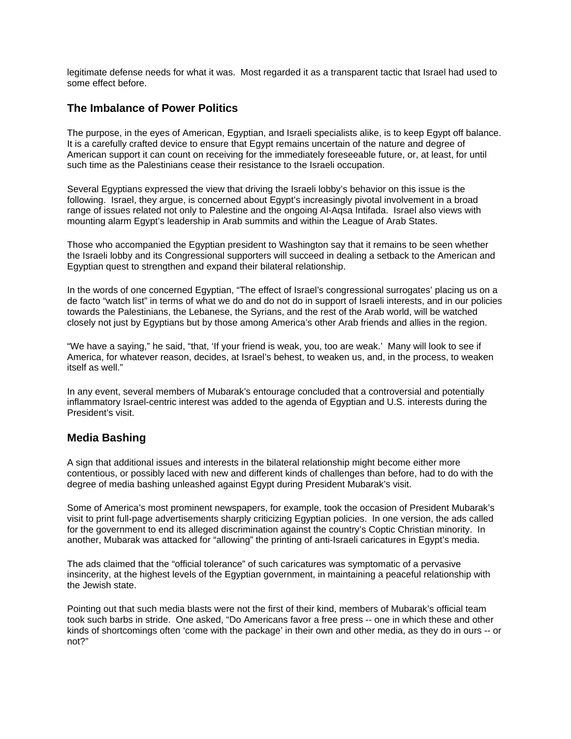legitimate defense needs for what it was. Most regarded it as a transparent tactic that Israel had used to some effect before.

## The Imbalance of Power Politics

The purpose, in the eyes of American, Egyptian, and Israeli specialists alike, is to keep Egypt off balance. It is a carefully crafted device to ensure that Egypt remains uncertain of the nature and degree of American support it can count on receiving for the immediately foreseeable future, or, at least, for until such time as the Palestinians cease their resistance to the Israeli occupation.

Several Egyptians expressed the view that driving the Israeli lobby's behavior on this issue is the following. Israel, they argue, is concerned about Egypt's increasingly pivotal involvement in a broad range of issues related not only to Palestine and the ongoing Al-Aqsa Intifada. Israel also views with mounting alarm Egypt's leadership in Arab summits and within the League of Arab States.

Those who accompanied the Egyptian president to Washington say that it remains to be seen whether the Israeli lobby and its Congressional supporters will succeed in dealing a setback to the American and Egyptian quest to strengthen and expand their bilateral relationship.

In the words of one concerned Egyptian, "The effect of Israel's congressional surrogates' placing us on a de facto "watch list" in terms of what we do and do not do in support of Israeli interests, and in our policies towards the Palestinians, the Lebanese, the Syrians, and the rest of the Arab world, will be watched closely not just by Egyptians but by those among America's other Arab friends and allies in the region.

"We have a saying," he said, "that, 'If your friend is weak, you, too are weak.' Many will look to see if America, for whatever reason, decides, at Israel's behest, to weaken us, and, in the process, to weaken itself as well."

In any event, several members of Mubarak's entourage concluded that a controversial and potentially inflammatory Israel-centric interest was added to the agenda of Egyptian and U.S. interests during the President's visit.

## Media Bashing

A sign that additional issues and interests in the bilateral relationship might become either more contentious, or possibly laced with new and different kinds of challenges than before, had to do with the degree of media bashing unleashed against Egypt during President Mubarak's visit.

Some of America's most prominent newspapers, for example, took the occasion of President Mubarak's visit to print full-page advertisements sharply criticizing Egyptian policies. In one version, the ads called for the government to end its alleged discrimination against the country's Coptic Christian minority. In another, Mubarak was attacked for "allowing" the printing of anti-Israeli caricatures in Egypt's media.

The ads claimed that the "official tolerance" of such caricatures was symptomatic of a pervasive insincerity, at the highest levels of the Egyptian government, in maintaining a peaceful relationship with the Jewish state.

Pointing out that such media blasts were not the first of their kind, members of Mubarak's official team took such barbs in stride. One asked, "Do Americans favor a free press -- one in which these and other kinds of shortcomings often 'come with the package' in their own and other media, as they do in ours -- or not?"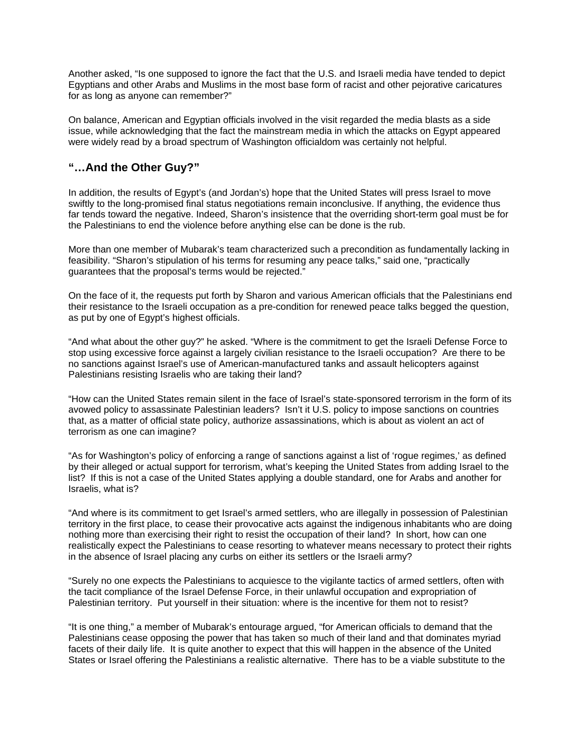Another asked, "Is one supposed to ignore the fact that the U.S. and Israeli media have tended to depict Egyptians and other Arabs and Muslims in the most base form of racist and other pejorative caricatures for as long as anyone can remember?"

On balance, American and Egyptian officials involved in the visit regarded the media blasts as a side issue, while acknowledging that the fact the mainstream media in which the attacks on Egypt appeared were widely read by a broad spectrum of Washington officialdom was certainly not helpful.

## "…And the Other Guy?"

In addition, the results of Egypt's (and Jordan's) hope that the United States will press Israel to move swiftly to the long-promised final status negotiations remain inconclusive. If anything, the evidence thus far tends toward the negative. Indeed, Sharon's insistence that the overriding short-term goal must be for the Palestinians to end the violence before anything else can be done is the rub.

More than one member of Mubarak's team characterized such a precondition as fundamentally lacking in feasibility. "Sharon's stipulation of his terms for resuming any peace talks," said one, "practically guarantees that the proposal's terms would be rejected."

On the face of it, the requests put forth by Sharon and various American officials that the Palestinians end their resistance to the Israeli occupation as a pre-condition for renewed peace talks begged the question, as put by one of Egypt's highest officials.

"And what about the other guy?" he asked. "Where is the commitment to get the Israeli Defense Force to stop using excessive force against a largely civilian resistance to the Israeli occupation? Are there to be no sanctions against Israel's use of American-manufactured tanks and assault helicopters against Palestinians resisting Israelis who are taking their land?

"How can the United States remain silent in the face of Israel's state-sponsored terrorism in the form of its avowed policy to assassinate Palestinian leaders? Isn't it U.S. policy to impose sanctions on countries that, as a matter of official state policy, authorize assassinations, which is about as violent an act of terrorism as one can imagine?

"As for Washington's policy of enforcing a range of sanctions against a list of 'rogue regimes,' as defined by their alleged or actual support for terrorism, what's keeping the United States from adding Israel to the list? If this is not a case of the United States applying a double standard, one for Arabs and another for Israelis, what is?

"And where is its commitment to get Israel's armed settlers, who are illegally in possession of Palestinian territory in the first place, to cease their provocative acts against the indigenous inhabitants who are doing nothing more than exercising their right to resist the occupation of their land? In short, how can one realistically expect the Palestinians to cease resorting to whatever means necessary to protect their rights in the absence of Israel placing any curbs on either its settlers or the Israeli army?

"Surely no one expects the Palestinians to acquiesce to the vigilante tactics of armed settlers, often with the tacit compliance of the Israel Defense Force, in their unlawful occupation and expropriation of Palestinian territory. Put yourself in their situation: where is the incentive for them not to resist?

"It is one thing," a member of Mubarak's entourage argued, "for American officials to demand that the Palestinians cease opposing the power that has taken so much of their land and that dominates myriad facets of their daily life. It is quite another to expect that this will happen in the absence of the United States or Israel offering the Palestinians a realistic alternative. There has to be a viable substitute to the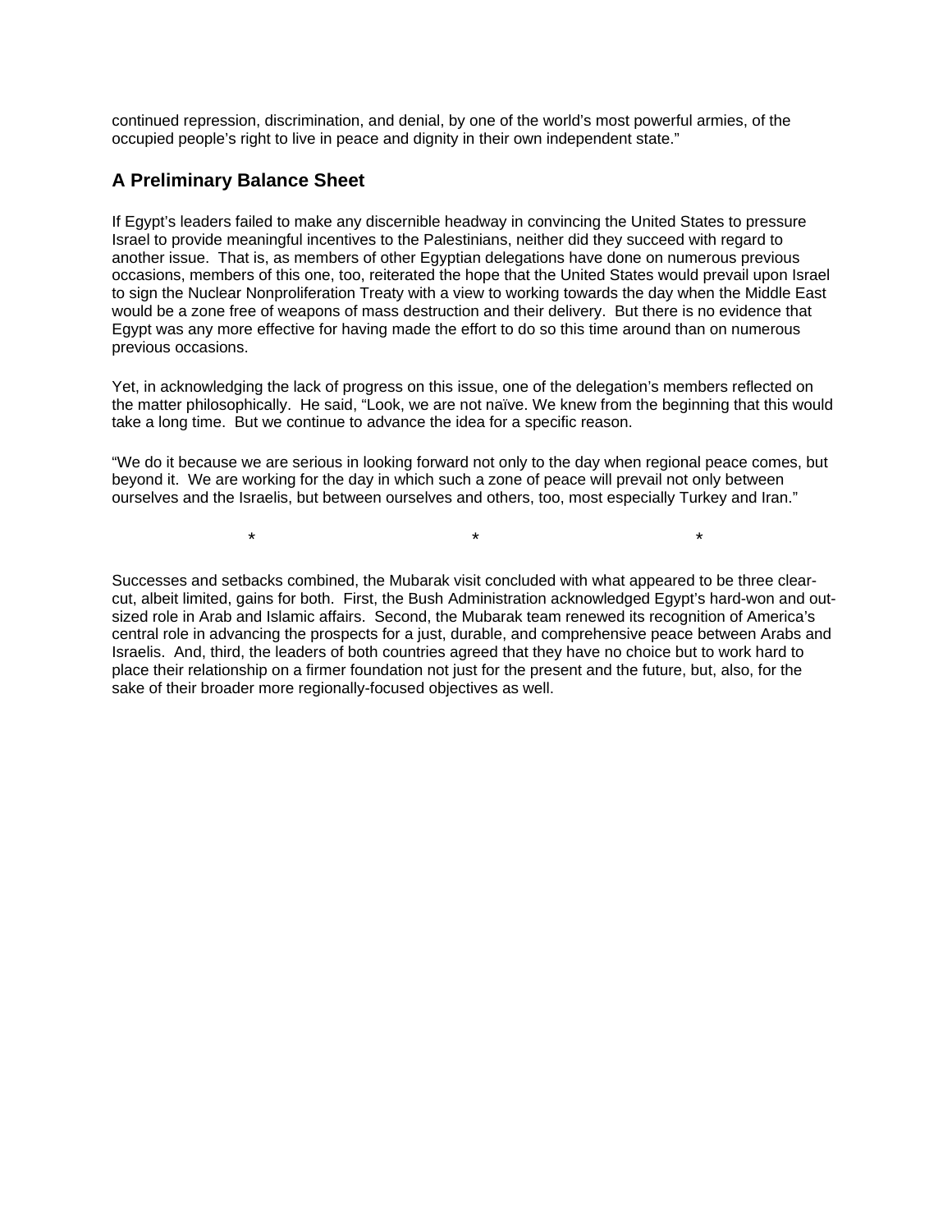continued repression, discrimination, and denial, by one of the world's most powerful armies, of the occupied people's right to live in peace and dignity in their own independent state."

## A Preliminary Balance Sheet

If Egypt's leaders failed to make any discernible headway in convincing the United States to pressure Israel to provide meaningful incentives to the Palestinians, neither did they succeed with regard to another issue. That is, as members of other Egyptian delegations have done on numerous previous occasions, members of this one, too, reiterated the hope that the United States would prevail upon Israel to sign the Nuclear Nonproliferation Treaty with a view to working towards the day when the Middle East would be a zone free of weapons of mass destruction and their delivery. But there is no evidence that Egypt was any more effective for having made the effort to do so this time around than on numerous previous occasions.

Yet, in acknowledging the lack of progress on this issue, one of the delegation's members reflected on the matter philosophically. He said, "Look, we are not naïve. We knew from the beginning that this would take a long time. But we continue to advance the idea for a specific reason.

"We do it because we are serious in looking forward not only to the day when regional peace comes, but beyond it. We are working for the day in which such a zone of peace will prevail not only between ourselves and the Israelis, but between ourselves and others, too, most especially Turkey and Iran."

\* \* \*

Successes and setbacks combined, the Mubarak visit concluded with what appeared to be three clear-cut, albeit limited, gains for both. First, the Bush Administration acknowledged Egypt's hard-won and out-sized role in Arab and Islamic affairs. Second, the Mubarak team renewed its recognition of America's central role in advancing the prospects for a just, durable, and comprehensive peace between Arabs and Israelis. And, third, the leaders of both countries agreed that they have no choice but to work hard to place their relationship on a firmer foundation not just for the present and the future, but, also, for the sake of their broader more regionally-focused objectives as well.